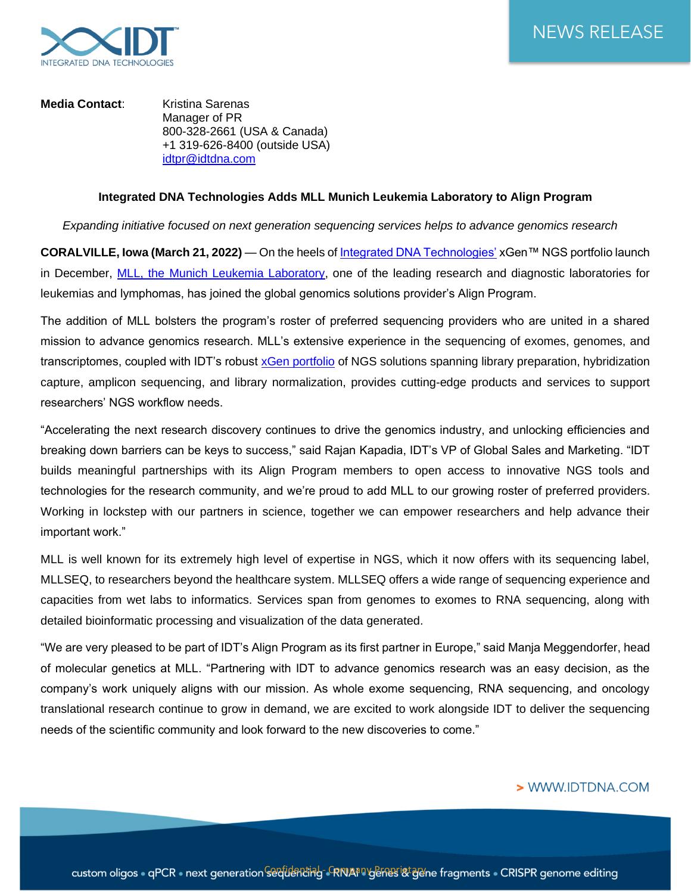NEWS RELEASE

**Media Contact**: Kristina Sarenas
Manager of PR
800-328-2661 (USA & Canada)
+1 319-626-8400 (outside USA)
idtpr@idtdna.com

**Integrated DNA Technologies Adds MLL Munich Leukemia Laboratory to Align Program**

*Expanding initiative focused on next generation sequencing services helps to advance genomics research*

**CORALVILLE, Iowa (March 21, 2022)** — On the heels of Integrated DNA Technologies' xGen™ NGS portfolio launch in December, MLL, the Munich Leukemia Laboratory, one of the leading research and diagnostic laboratories for leukemias and lymphomas, has joined the global genomics solutions provider's Align Program.

The addition of MLL bolsters the program's roster of preferred sequencing providers who are united in a shared mission to advance genomics research. MLL's extensive experience in the sequencing of exomes, genomes, and transcriptomes, coupled with IDT's robust xGen portfolio of NGS solutions spanning library preparation, hybridization capture, amplicon sequencing, and library normalization, provides cutting-edge products and services to support researchers' NGS workflow needs.

"Accelerating the next research discovery continues to drive the genomics industry, and unlocking efficiencies and breaking down barriers can be keys to success," said Rajan Kapadia, IDT's VP of Global Sales and Marketing. "IDT builds meaningful partnerships with its Align Program members to open access to innovative NGS tools and technologies for the research community, and we're proud to add MLL to our growing roster of preferred providers. Working in lockstep with our partners in science, together we can empower researchers and help advance their important work."

MLL is well known for its extremely high level of expertise in NGS, which it now offers with its sequencing label, MLLSEQ, to researchers beyond the healthcare system. MLLSEQ offers a wide range of sequencing experience and capacities from wet labs to informatics. Services span from genomes to exomes to RNA sequencing, along with detailed bioinformatic processing and visualization of the data generated.

"We are very pleased to be part of IDT's Align Program as its first partner in Europe," said Manja Meggendorfer, head of molecular genetics at MLL. "Partnering with IDT to advance genomics research was an easy decision, as the company's work uniquely aligns with our mission. As whole exome sequencing, RNA sequencing, and oncology translational research continue to grow in demand, we are excited to work alongside IDT to deliver the sequencing needs of the scientific community and look forward to the new discoveries to come."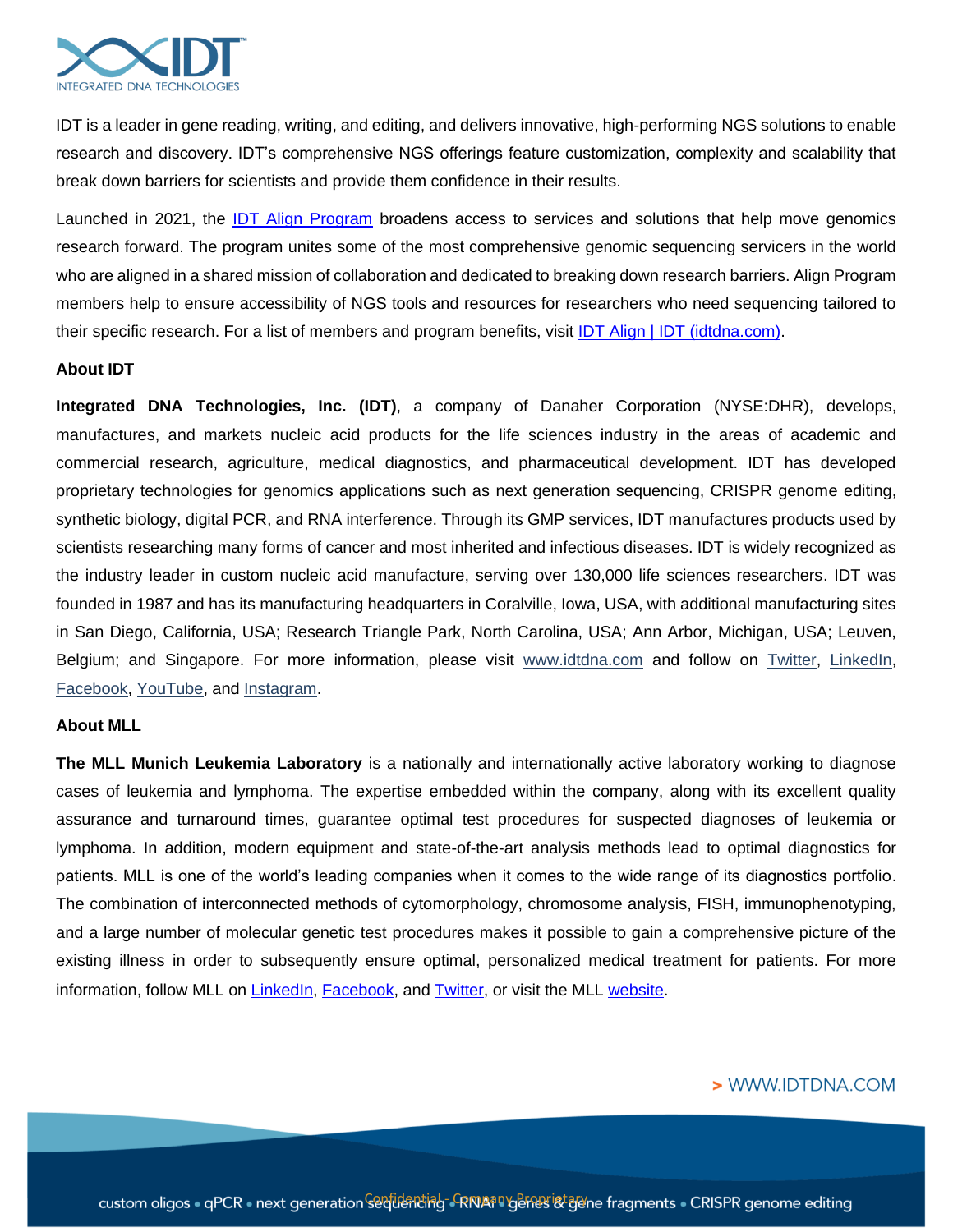IDT is a leader in gene reading, writing, and editing, and delivers innovative, high-performing NGS solutions to enable research and discovery. IDT's comprehensive NGS offerings feature customization, complexity and scalability that break down barriers for scientists and provide them confidence in their results.

Launched in 2021, the IDT Align Program broadens access to services and solutions that help move genomics research forward. The program unites some of the most comprehensive genomic sequencing servicers in the world who are aligned in a shared mission of collaboration and dedicated to breaking down research barriers. Align Program members help to ensure accessibility of NGS tools and resources for researchers who need sequencing tailored to their specific research. For a list of members and program benefits, visit IDT Align | IDT (idtdna.com).

**About IDT**

**Integrated DNA Technologies, Inc. (IDT)**, a company of Danaher Corporation (NYSE:DHR), develops, manufactures, and markets nucleic acid products for the life sciences industry in the areas of academic and commercial research, agriculture, medical diagnostics, and pharmaceutical development. IDT has developed proprietary technologies for genomics applications such as next generation sequencing, CRISPR genome editing, synthetic biology, digital PCR, and RNA interference. Through its GMP services, IDT manufactures products used by scientists researching many forms of cancer and most inherited and infectious diseases. IDT is widely recognized as the industry leader in custom nucleic acid manufacture, serving over 130,000 life sciences researchers. IDT was founded in 1987 and has its manufacturing headquarters in Coralville, Iowa, USA, with additional manufacturing sites in San Diego, California, USA; Research Triangle Park, North Carolina, USA; Ann Arbor, Michigan, USA; Leuven, Belgium; and Singapore. For more information, please visit www.idtdna.com and follow on Twitter, LinkedIn, Facebook, YouTube, and Instagram.

**About MLL**

**The MLL Munich Leukemia Laboratory** is a nationally and internationally active laboratory working to diagnose cases of leukemia and lymphoma. The expertise embedded within the company, along with its excellent quality assurance and turnaround times, guarantee optimal test procedures for suspected diagnoses of leukemia or lymphoma. In addition, modern equipment and state-of-the-art analysis methods lead to optimal diagnostics for patients. MLL is one of the world's leading companies when it comes to the wide range of its diagnostics portfolio. The combination of interconnected methods of cytomorphology, chromosome analysis, FISH, immunophenotyping, and a large number of molecular genetic test procedures makes it possible to gain a comprehensive picture of the existing illness in order to subsequently ensure optimal, personalized medical treatment for patients. For more information, follow MLL on LinkedIn, Facebook, and Twitter, or visit the MLL website.